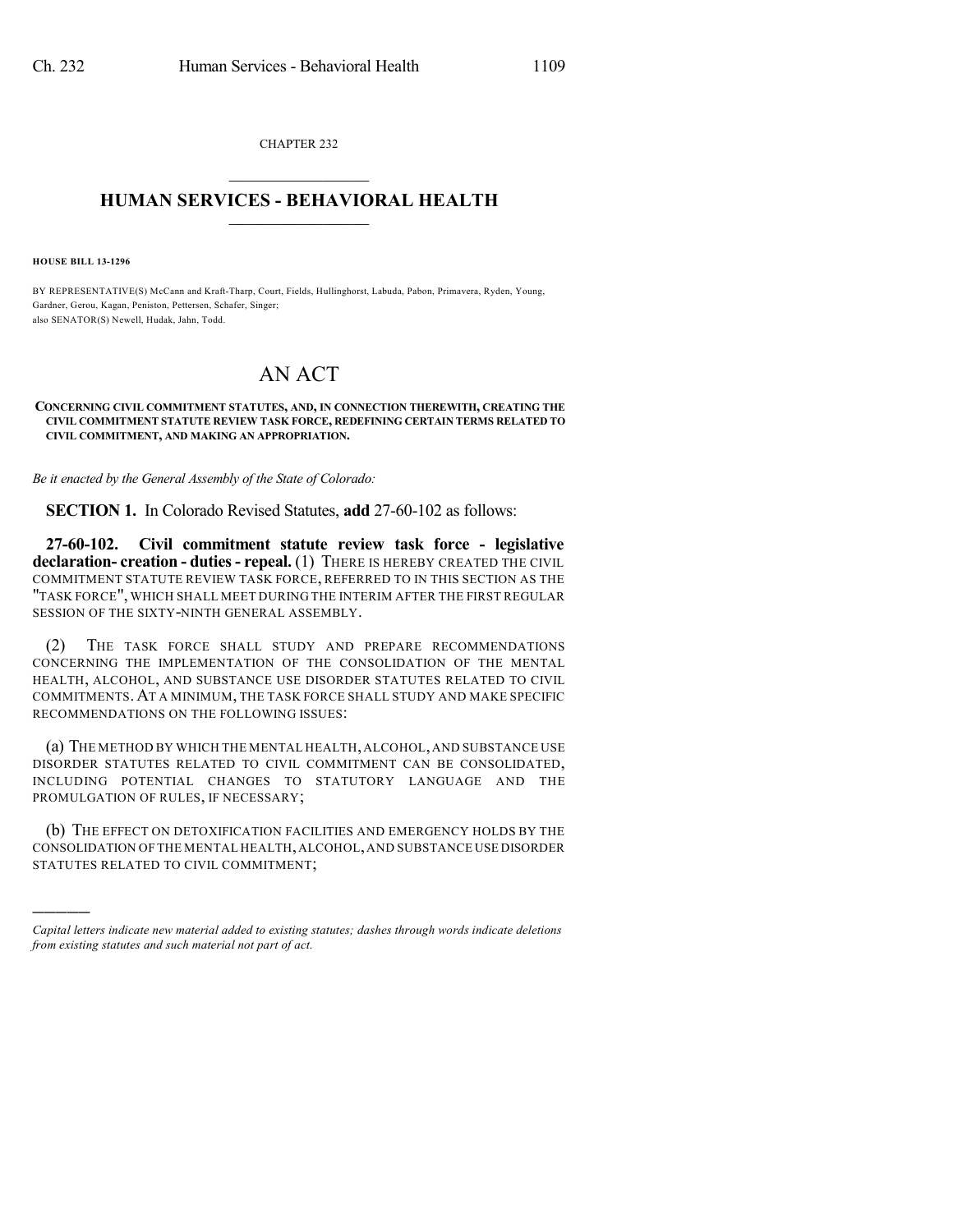CHAPTER 232

# HUMAN SERVICES - BEHAVIORAL HEALTH

**HOUSE BILL 13-1296**

BY REPRESENTATIVE(S) McCann and Kraft-Tharp, Court, Fields, Hullinghorst, Labuda, Pabon, Primavera, Ryden, Young, Gardner, Gerou, Kagan, Peniston, Pettersen, Schafer, Singer;
also SENATOR(S) Newell, Hudak, Jahn, Todd.

# AN ACT

**CONCERNING CIVIL COMMITMENT STATUTES, AND, IN CONNECTION THEREWITH, CREATING THE CIVIL COMMITMENT STATUTE REVIEW TASK FORCE, REDEFINING CERTAIN TERMS RELATED TO CIVIL COMMITMENT, AND MAKING AN APPROPRIATION.**

*Be it enacted by the General Assembly of the State of Colorado:*

**SECTION 1.** In Colorado Revised Statutes, **add** 27-60-102 as follows:

**27-60-102. Civil commitment statute review task force - legislative declaration- creation - duties - repeal.** (1) THERE IS HEREBY CREATED THE CIVIL COMMITMENT STATUTE REVIEW TASK FORCE, REFERRED TO IN THIS SECTION AS THE "TASK FORCE", WHICH SHALL MEET DURING THE INTERIM AFTER THE FIRST REGULAR SESSION OF THE SIXTY-NINTH GENERAL ASSEMBLY.

(2) THE TASK FORCE SHALL STUDY AND PREPARE RECOMMENDATIONS CONCERNING THE IMPLEMENTATION OF THE CONSOLIDATION OF THE MENTAL HEALTH, ALCOHOL, AND SUBSTANCE USE DISORDER STATUTES RELATED TO CIVIL COMMITMENTS. AT A MINIMUM, THE TASK FORCE SHALL STUDY AND MAKE SPECIFIC RECOMMENDATIONS ON THE FOLLOWING ISSUES:

(a) THE METHOD BY WHICH THE MENTAL HEALTH, ALCOHOL, AND SUBSTANCE USE DISORDER STATUTES RELATED TO CIVIL COMMITMENT CAN BE CONSOLIDATED, INCLUDING POTENTIAL CHANGES TO STATUTORY LANGUAGE AND THE PROMULGATION OF RULES, IF NECESSARY;

(b) THE EFFECT ON DETOXIFICATION FACILITIES AND EMERGENCY HOLDS BY THE CONSOLIDATION OF THE MENTAL HEALTH, ALCOHOL, AND SUBSTANCE USE DISORDER STATUTES RELATED TO CIVIL COMMITMENT;

---

*Capital letters indicate new material added to existing statutes; dashes through words indicate deletions from existing statutes and such material not part of act.*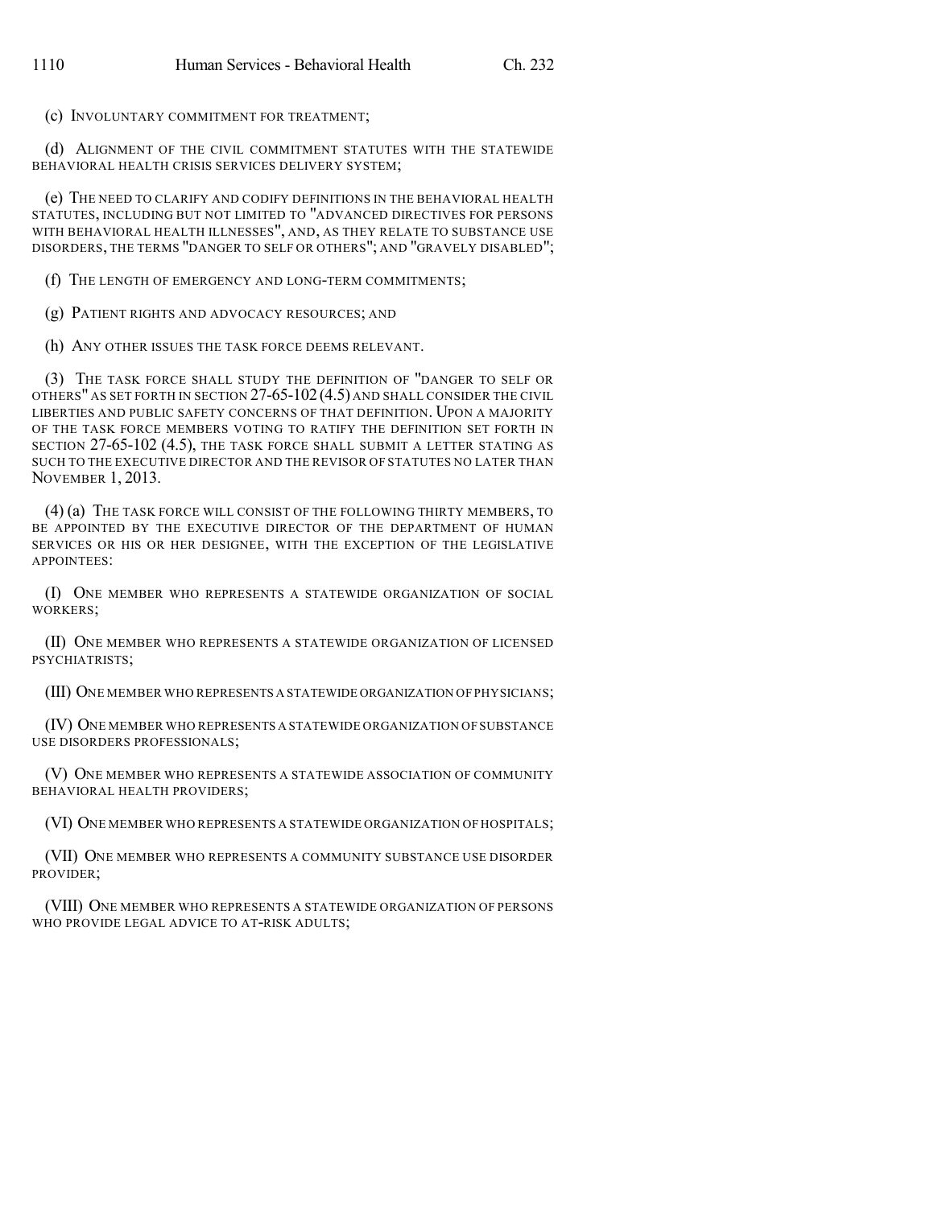(c) INVOLUNTARY COMMITMENT FOR TREATMENT;

(d) ALIGNMENT OF THE CIVIL COMMITMENT STATUTES WITH THE STATEWIDE BEHAVIORAL HEALTH CRISIS SERVICES DELIVERY SYSTEM;

(e) THE NEED TO CLARIFY AND CODIFY DEFINITIONS IN THE BEHAVIORAL HEALTH STATUTES, INCLUDING BUT NOT LIMITED TO "ADVANCED DIRECTIVES FOR PERSONS WITH BEHAVIORAL HEALTH ILLNESSES", AND, AS THEY RELATE TO SUBSTANCE USE DISORDERS, THE TERMS "DANGER TO SELF OR OTHERS"; AND "GRAVELY DISABLED";

(f) THE LENGTH OF EMERGENCY AND LONG-TERM COMMITMENTS;

(g) PATIENT RIGHTS AND ADVOCACY RESOURCES; AND

(h) ANY OTHER ISSUES THE TASK FORCE DEEMS RELEVANT.

(3) THE TASK FORCE SHALL STUDY THE DEFINITION OF "DANGER TO SELF OR OTHERS" AS SET FORTH IN SECTION 27-65-102 (4.5) AND SHALL CONSIDER THE CIVIL LIBERTIES AND PUBLIC SAFETY CONCERNS OF THAT DEFINITION. UPON A MAJORITY OF THE TASK FORCE MEMBERS VOTING TO RATIFY THE DEFINITION SET FORTH IN SECTION 27-65-102 (4.5), THE TASK FORCE SHALL SUBMIT A LETTER STATING AS SUCH TO THE EXECUTIVE DIRECTOR AND THE REVISOR OF STATUTES NO LATER THAN NOVEMBER 1, 2013.

(4) (a) THE TASK FORCE WILL CONSIST OF THE FOLLOWING THIRTY MEMBERS, TO BE APPOINTED BY THE EXECUTIVE DIRECTOR OF THE DEPARTMENT OF HUMAN SERVICES OR HIS OR HER DESIGNEE, WITH THE EXCEPTION OF THE LEGISLATIVE APPOINTEES:

(I) ONE MEMBER WHO REPRESENTS A STATEWIDE ORGANIZATION OF SOCIAL WORKERS;

(II) ONE MEMBER WHO REPRESENTS A STATEWIDE ORGANIZATION OF LICENSED PSYCHIATRISTS;

(III) ONE MEMBER WHO REPRESENTS A STATEWIDE ORGANIZATION OF PHYSICIANS;

(IV) ONE MEMBER WHO REPRESENTS A STATEWIDE ORGANIZATION OF SUBSTANCE USE DISORDERS PROFESSIONALS;

(V) ONE MEMBER WHO REPRESENTS A STATEWIDE ASSOCIATION OF COMMUNITY BEHAVIORAL HEALTH PROVIDERS;

(VI) ONE MEMBER WHO REPRESENTS A STATEWIDE ORGANIZATION OF HOSPITALS;

(VII) ONE MEMBER WHO REPRESENTS A COMMUNITY SUBSTANCE USE DISORDER PROVIDER;

(VIII) ONE MEMBER WHO REPRESENTS A STATEWIDE ORGANIZATION OF PERSONS WHO PROVIDE LEGAL ADVICE TO AT-RISK ADULTS;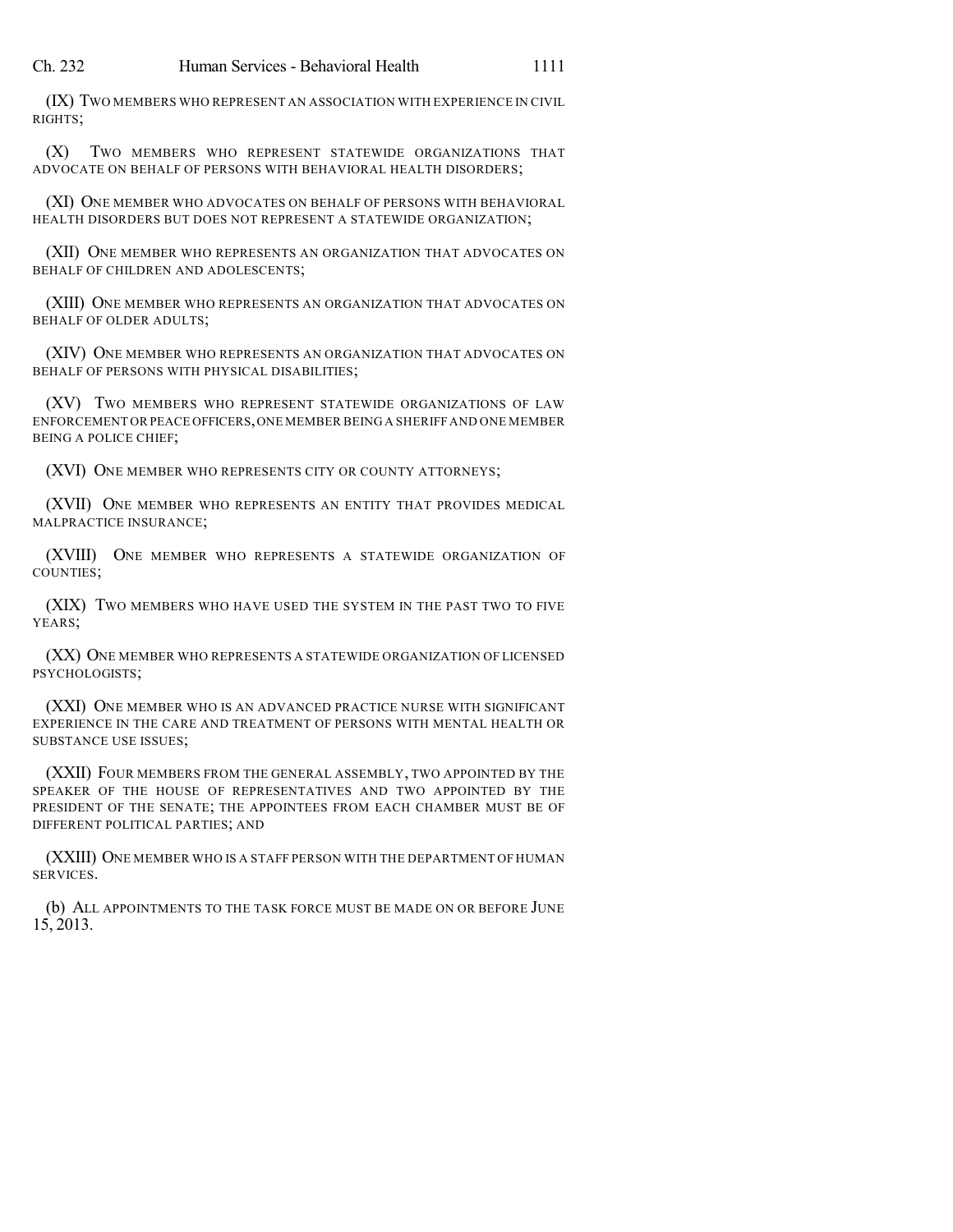(IX) TWO MEMBERS WHO REPRESENT AN ASSOCIATION WITH EXPERIENCE IN CIVIL RIGHTS;

(X) TWO MEMBERS WHO REPRESENT STATEWIDE ORGANIZATIONS THAT ADVOCATE ON BEHALF OF PERSONS WITH BEHAVIORAL HEALTH DISORDERS;

(XI) ONE MEMBER WHO ADVOCATES ON BEHALF OF PERSONS WITH BEHAVIORAL HEALTH DISORDERS BUT DOES NOT REPRESENT A STATEWIDE ORGANIZATION;

(XII) ONE MEMBER WHO REPRESENTS AN ORGANIZATION THAT ADVOCATES ON BEHALF OF CHILDREN AND ADOLESCENTS;

(XIII) ONE MEMBER WHO REPRESENTS AN ORGANIZATION THAT ADVOCATES ON BEHALF OF OLDER ADULTS;

(XIV) ONE MEMBER WHO REPRESENTS AN ORGANIZATION THAT ADVOCATES ON BEHALF OF PERSONS WITH PHYSICAL DISABILITIES;

(XV) TWO MEMBERS WHO REPRESENT STATEWIDE ORGANIZATIONS OF LAW ENFORCEMENT OR PEACE OFFICERS, ONE MEMBER BEING A SHERIFF AND ONE MEMBER BEING A POLICE CHIEF;

(XVI) ONE MEMBER WHO REPRESENTS CITY OR COUNTY ATTORNEYS;

(XVII) ONE MEMBER WHO REPRESENTS AN ENTITY THAT PROVIDES MEDICAL MALPRACTICE INSURANCE;

(XVIII) ONE MEMBER WHO REPRESENTS A STATEWIDE ORGANIZATION OF COUNTIES;

(XIX) TWO MEMBERS WHO HAVE USED THE SYSTEM IN THE PAST TWO TO FIVE YEARS;

(XX) ONE MEMBER WHO REPRESENTS A STATEWIDE ORGANIZATION OF LICENSED PSYCHOLOGISTS;

(XXI) ONE MEMBER WHO IS AN ADVANCED PRACTICE NURSE WITH SIGNIFICANT EXPERIENCE IN THE CARE AND TREATMENT OF PERSONS WITH MENTAL HEALTH OR SUBSTANCE USE ISSUES;

(XXII) FOUR MEMBERS FROM THE GENERAL ASSEMBLY, TWO APPOINTED BY THE SPEAKER OF THE HOUSE OF REPRESENTATIVES AND TWO APPOINTED BY THE PRESIDENT OF THE SENATE; THE APPOINTEES FROM EACH CHAMBER MUST BE OF DIFFERENT POLITICAL PARTIES; AND

(XXIII) ONE MEMBER WHO IS A STAFF PERSON WITH THE DEPARTMENT OF HUMAN SERVICES.

(b) ALL APPOINTMENTS TO THE TASK FORCE MUST BE MADE ON OR BEFORE JUNE 15, 2013.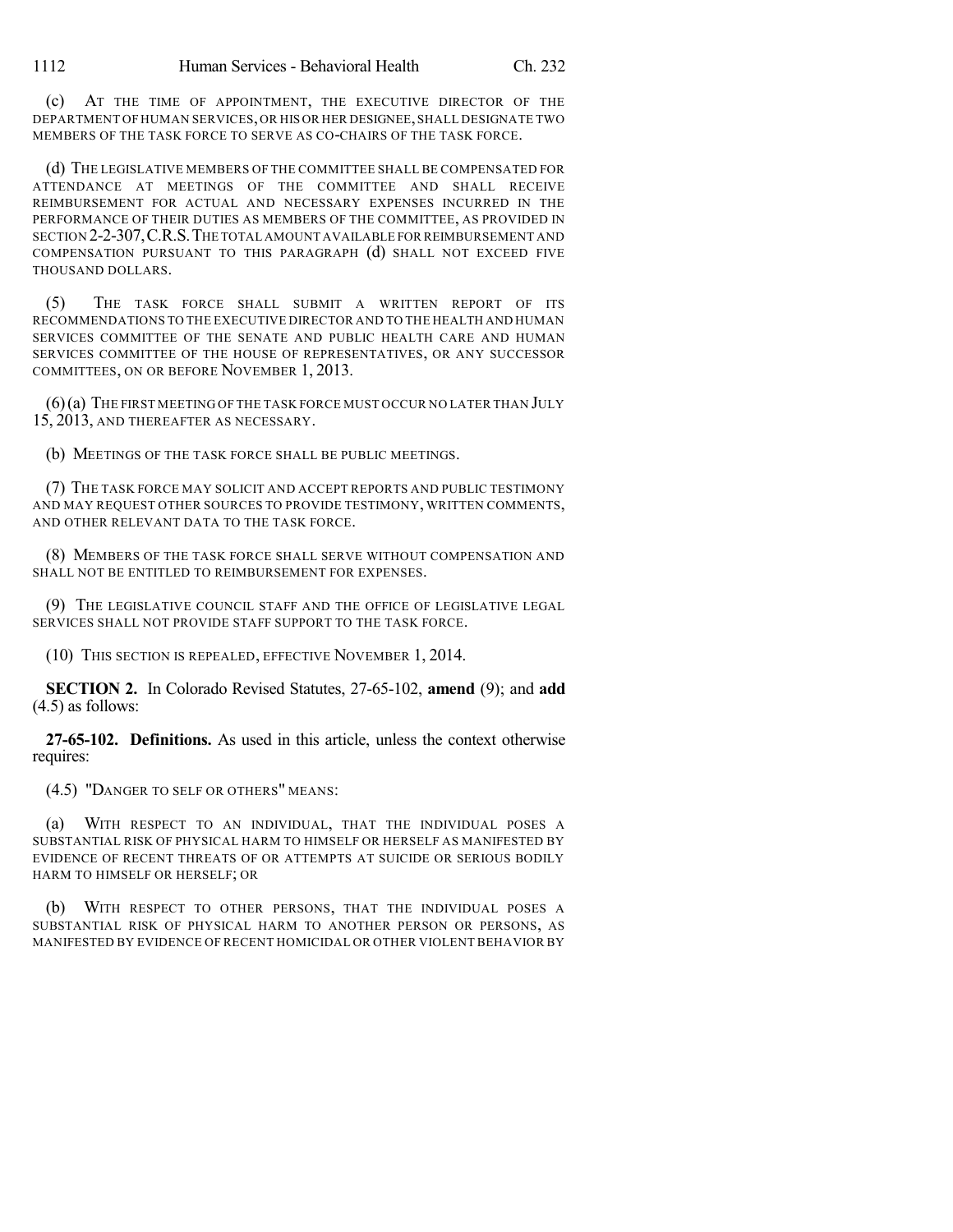(c) AT THE TIME OF APPOINTMENT, THE EXECUTIVE DIRECTOR OF THE DEPARTMENT OF HUMAN SERVICES, OR HIS OR HER DESIGNEE, SHALL DESIGNATE TWO MEMBERS OF THE TASK FORCE TO SERVE AS CO-CHAIRS OF THE TASK FORCE.

(d) THE LEGISLATIVE MEMBERS OF THE COMMITTEE SHALL BE COMPENSATED FOR ATTENDANCE AT MEETINGS OF THE COMMITTEE AND SHALL RECEIVE REIMBURSEMENT FOR ACTUAL AND NECESSARY EXPENSES INCURRED IN THE PERFORMANCE OF THEIR DUTIES AS MEMBERS OF THE COMMITTEE, AS PROVIDED IN SECTION 2-2-307, C.R.S. THE TOTAL AMOUNT AVAILABLE FOR REIMBURSEMENT AND COMPENSATION PURSUANT TO THIS PARAGRAPH (d) SHALL NOT EXCEED FIVE THOUSAND DOLLARS.

(5) THE TASK FORCE SHALL SUBMIT A WRITTEN REPORT OF ITS RECOMMENDATIONS TO THE EXECUTIVE DIRECTOR AND TO THE HEALTH AND HUMAN SERVICES COMMITTEE OF THE SENATE AND PUBLIC HEALTH CARE AND HUMAN SERVICES COMMITTEE OF THE HOUSE OF REPRESENTATIVES, OR ANY SUCCESSOR COMMITTEES, ON OR BEFORE NOVEMBER 1, 2013.

(6) (a) THE FIRST MEETING OF THE TASK FORCE MUST OCCUR NO LATER THAN JULY 15, 2013, AND THEREAFTER AS NECESSARY.

(b) MEETINGS OF THE TASK FORCE SHALL BE PUBLIC MEETINGS.

(7) THE TASK FORCE MAY SOLICIT AND ACCEPT REPORTS AND PUBLIC TESTIMONY AND MAY REQUEST OTHER SOURCES TO PROVIDE TESTIMONY, WRITTEN COMMENTS, AND OTHER RELEVANT DATA TO THE TASK FORCE.

(8) MEMBERS OF THE TASK FORCE SHALL SERVE WITHOUT COMPENSATION AND SHALL NOT BE ENTITLED TO REIMBURSEMENT FOR EXPENSES.

(9) THE LEGISLATIVE COUNCIL STAFF AND THE OFFICE OF LEGISLATIVE LEGAL SERVICES SHALL NOT PROVIDE STAFF SUPPORT TO THE TASK FORCE.

(10) THIS SECTION IS REPEALED, EFFECTIVE NOVEMBER 1, 2014.

**SECTION 2.** In Colorado Revised Statutes, 27-65-102, **amend** (9); and **add** (4.5) as follows:

**27-65-102. Definitions.** As used in this article, unless the context otherwise requires:

(4.5) "DANGER TO SELF OR OTHERS" MEANS:

(a) WITH RESPECT TO AN INDIVIDUAL, THAT THE INDIVIDUAL POSES A SUBSTANTIAL RISK OF PHYSICAL HARM TO HIMSELF OR HERSELF AS MANIFESTED BY EVIDENCE OF RECENT THREATS OF OR ATTEMPTS AT SUICIDE OR SERIOUS BODILY HARM TO HIMSELF OR HERSELF; OR

(b) WITH RESPECT TO OTHER PERSONS, THAT THE INDIVIDUAL POSES A SUBSTANTIAL RISK OF PHYSICAL HARM TO ANOTHER PERSON OR PERSONS, AS MANIFESTED BY EVIDENCE OF RECENT HOMICIDAL OR OTHER VIOLENT BEHAVIOR BY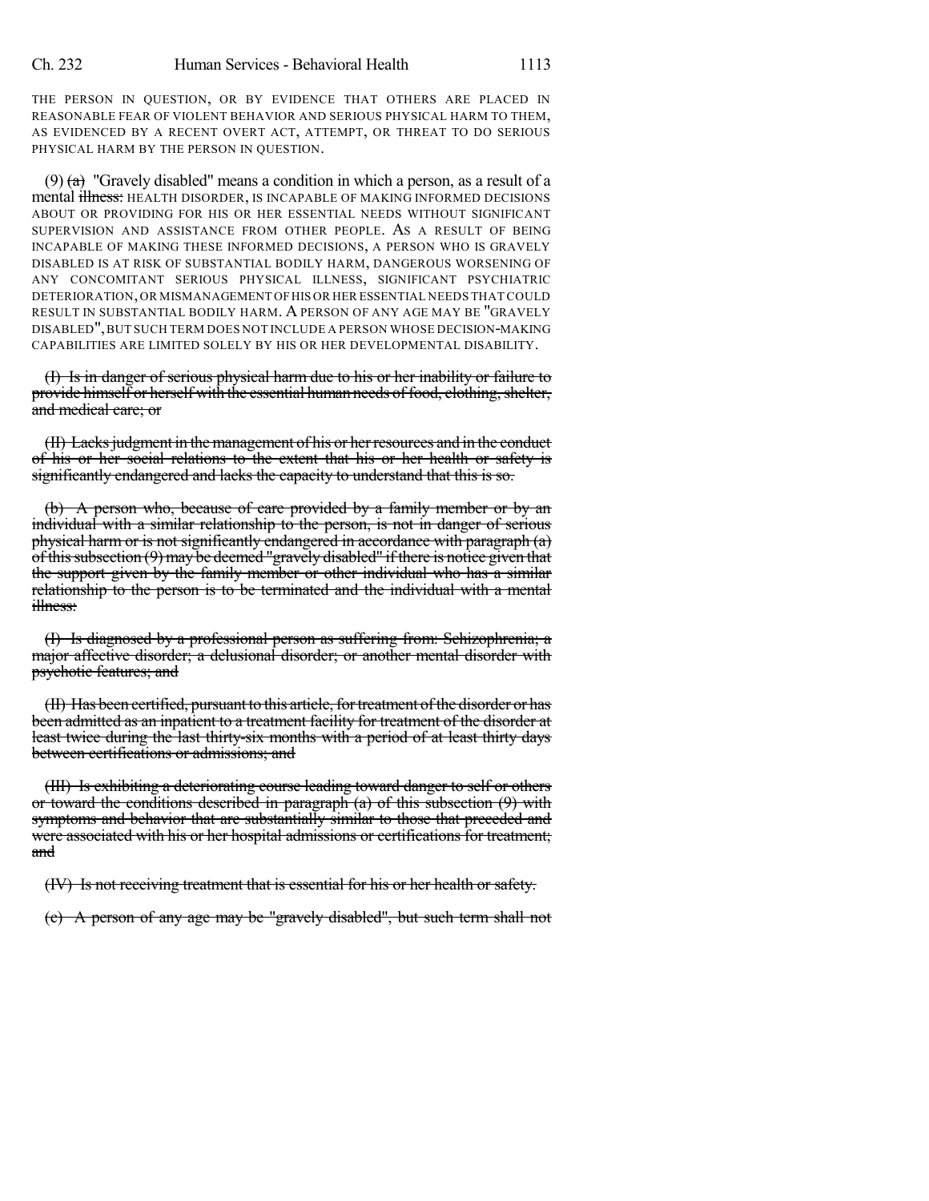THE PERSON IN QUESTION, OR BY EVIDENCE THAT OTHERS ARE PLACED IN REASONABLE FEAR OF VIOLENT BEHAVIOR AND SERIOUS PHYSICAL HARM TO THEM, AS EVIDENCED BY A RECENT OVERT ACT, ATTEMPT, OR THREAT TO DO SERIOUS PHYSICAL HARM BY THE PERSON IN QUESTION.

(9) ~~(a)~~ "Gravely disabled" means a condition in which a person, as a result of a mental ~~illness:~~ HEALTH DISORDER, IS INCAPABLE OF MAKING INFORMED DECISIONS ABOUT OR PROVIDING FOR HIS OR HER ESSENTIAL NEEDS WITHOUT SIGNIFICANT SUPERVISION AND ASSISTANCE FROM OTHER PEOPLE. AS A RESULT OF BEING INCAPABLE OF MAKING THESE INFORMED DECISIONS, A PERSON WHO IS GRAVELY DISABLED IS AT RISK OF SUBSTANTIAL BODILY HARM, DANGEROUS WORSENING OF ANY CONCOMITANT SERIOUS PHYSICAL ILLNESS, SIGNIFICANT PSYCHIATRIC DETERIORATION, OR MISMANAGEMENT OF HIS OR HER ESSENTIAL NEEDS THAT COULD RESULT IN SUBSTANTIAL BODILY HARM. A PERSON OF ANY AGE MAY BE "GRAVELY DISABLED", BUT SUCH TERM DOES NOT INCLUDE A PERSON WHOSE DECISION-MAKING CAPABILITIES ARE LIMITED SOLELY BY HIS OR HER DEVELOPMENTAL DISABILITY.

~~(I) Is in danger of serious physical harm due to his or her inability or failure to provide himself or herself with the essential human needs of food, clothing, shelter, and medical care; or~~

~~(II) Lacks judgment in the management of his or her resources and in the conduct of his or her social relations to the extent that his or her health or safety is significantly endangered and lacks the capacity to understand that this is so.~~

~~(b) A person who, because of care provided by a family member or by an individual with a similar relationship to the person, is not in danger of serious physical harm or is not significantly endangered in accordance with paragraph (a) of this subsection (9) may be deemed "gravely disabled" if there is notice given that the support given by the family member or other individual who has a similar relationship to the person is to be terminated and the individual with a mental illness:~~

~~(I) Is diagnosed by a professional person as suffering from: Schizophrenia; a major affective disorder; a delusional disorder; or another mental disorder with psychotic features; and~~

~~(II) Has been certified, pursuant to this article, for treatment of the disorder or has been admitted as an inpatient to a treatment facility for treatment of the disorder at least twice during the last thirty-six months with a period of at least thirty days between certifications or admissions; and~~

~~(III) Is exhibiting a deteriorating course leading toward danger to self or others or toward the conditions described in paragraph (a) of this subsection (9) with symptoms and behavior that are substantially similar to those that preceded and were associated with his or her hospital admissions or certifications for treatment; and~~

~~(IV) Is not receiving treatment that is essential for his or her health or safety.~~

~~(c) A person of any age may be "gravely disabled", but such term shall not~~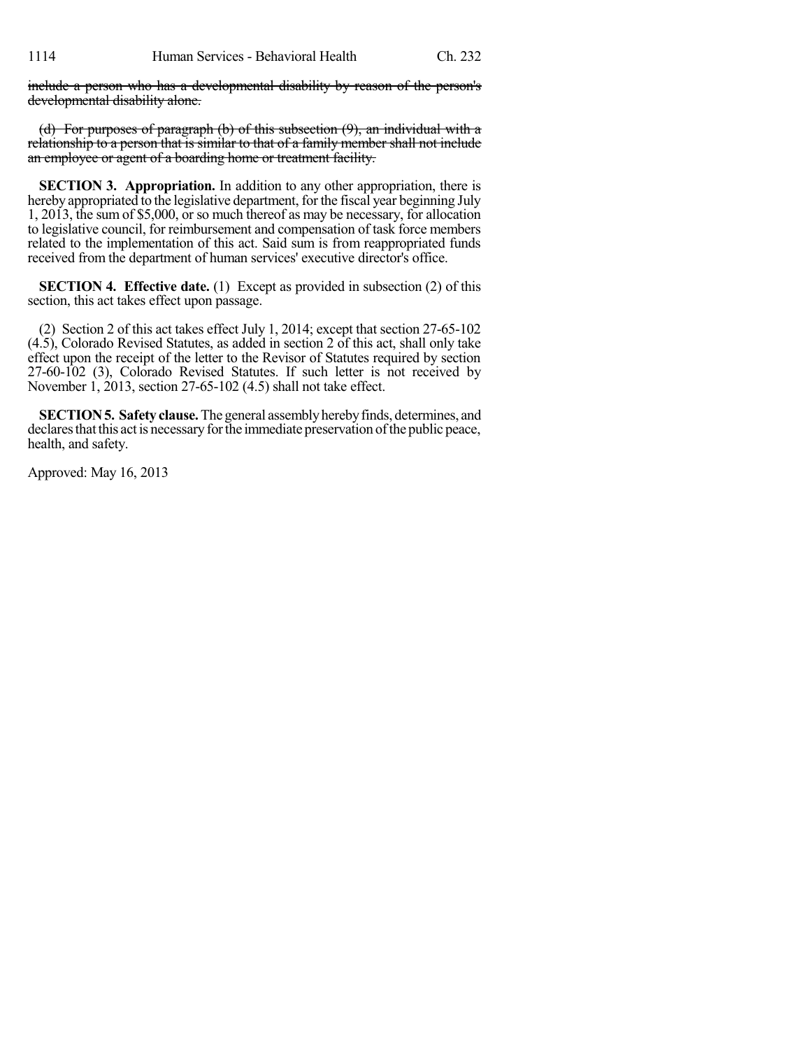~~include a person who has a developmental disability by reason of the person's developmental disability alone.~~

~~(d) For purposes of paragraph (b) of this subsection (9), an individual with a relationship to a person that is similar to that of a family member shall not include an employee or agent of a boarding home or treatment facility.~~

**SECTION 3. Appropriation.** In addition to any other appropriation, there is hereby appropriated to the legislative department, for the fiscal year beginning July 1, 2013, the sum of $5,000, or so much thereof as may be necessary, for allocation to legislative council, for reimbursement and compensation of task force members related to the implementation of this act. Said sum is from reappropriated funds received from the department of human services' executive director's office.

**SECTION 4. Effective date.** (1) Except as provided in subsection (2) of this section, this act takes effect upon passage.

(2) Section 2 of this act takes effect July 1, 2014; except that section 27-65-102 (4.5), Colorado Revised Statutes, as added in section 2 of this act, shall only take effect upon the receipt of the letter to the Revisor of Statutes required by section 27-60-102 (3), Colorado Revised Statutes. If such letter is not received by November 1, 2013, section 27-65-102 (4.5) shall not take effect.

**SECTION 5. Safety clause.** The general assembly hereby finds, determines, and declares that this act is necessary for the immediate preservation of the public peace, health, and safety.

Approved: May 16, 2013